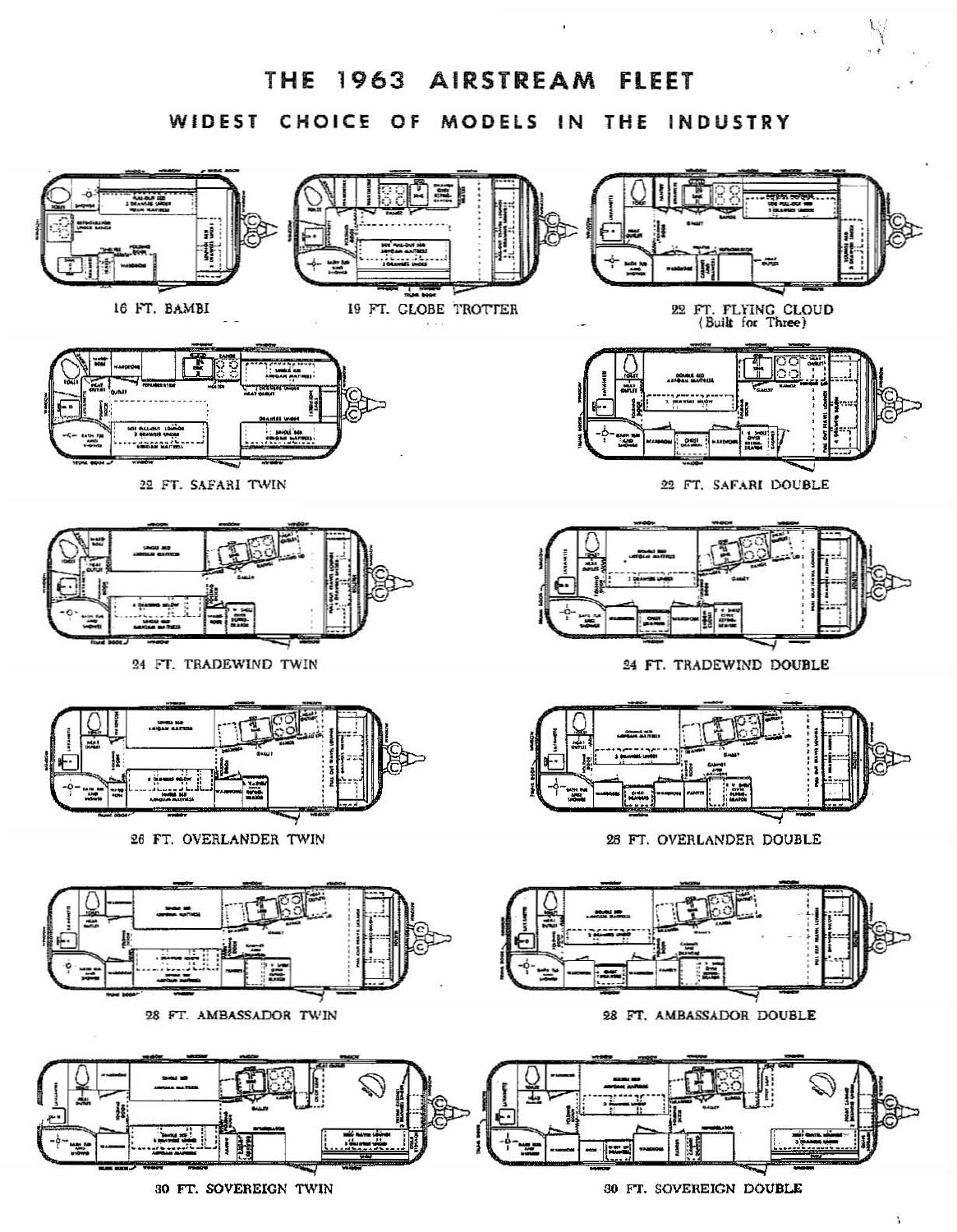# THE 1963 AIRSTREAM FLEET

## WIDEST CHOICE OF MODELS IN THE INDUSTRY

16 FT. BAMBI

19 FT. GLOBE TROTTER

22 FT. FLYING CLOUD (Built for Three)

22 FT. SAFARI TWIN

22 FT. SAFARI DOUBLE

24 FT. TRADEWIND TWIN

24 FT. TRADEWIND DOUBLE

26 FT. OVERLANDER TWIN

26 FT. OVERLANDER DOUBLE

28 FT. AMBASSADOR TWIN

28 FT. AMBASSADOR DOUBLE

30 FT. SOVEREIGN TWIN

30 FT. SOVEREIGN DOUBLE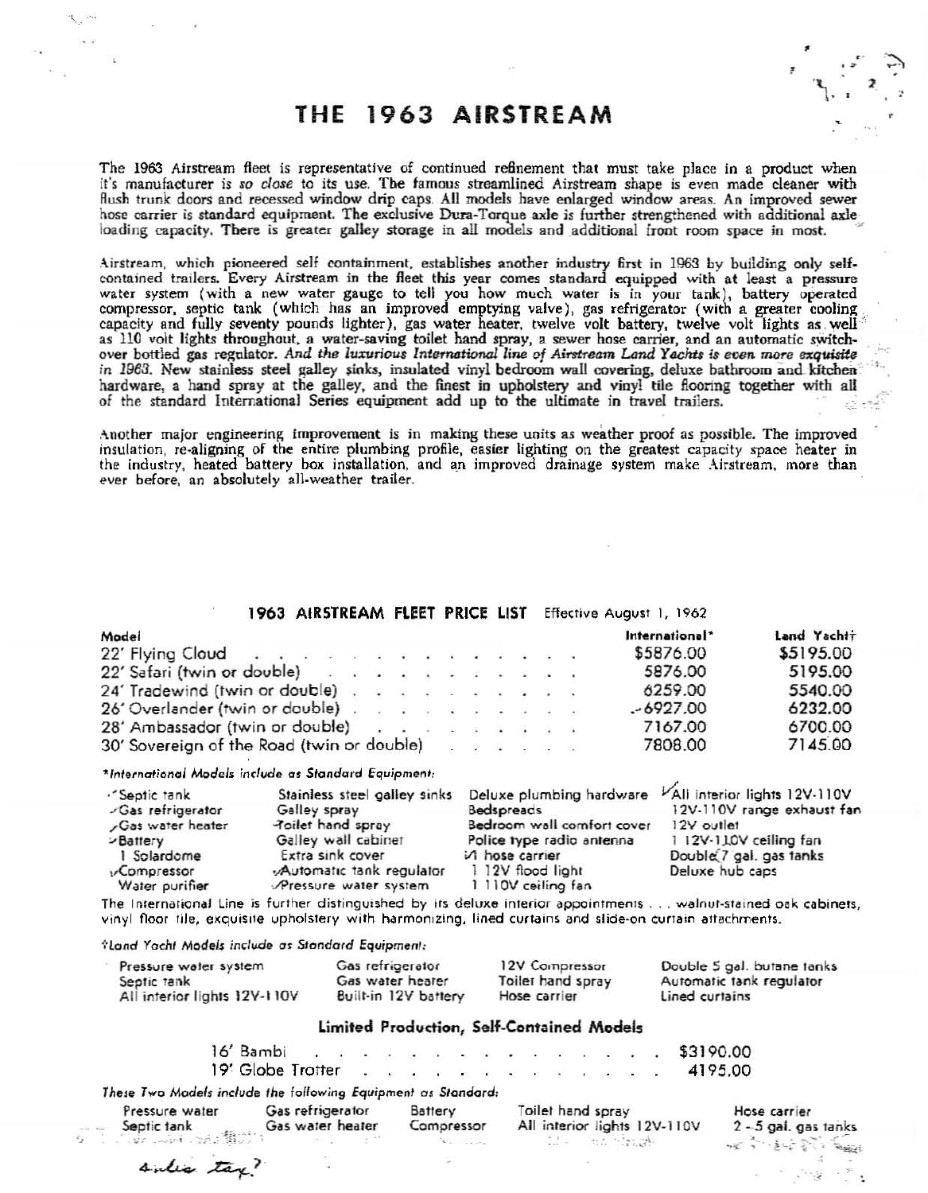# THE 1963 AIRSTREAM

The 1963 Airstream fleet is representative of continued refinement that must take place in a product when it's manufacturer is *so close* to its use. The famous streamlined Airstream shape is even made cleaner with flush trunk doors and recessed window drip caps. All models have enlarged window areas. An improved sewer hose carrier is standard equipment. The exclusive Dura-Torque axle is further strengthened with additional axle loading capacity. There is greater galley storage in all models and additional front room space in most.

Airstream, which pioneered self containment, establishes another industry first in 1963 by building only self-contained trailers. Every Airstream in the fleet this year comes standard equipped with at least a pressure water system (with a new water gauge to tell you how much water is in your tank), battery operated compressor, septic tank (which has an improved emptying valve), gas refrigerator (with a greater cooling capacity and fully seventy pounds lighter), gas water heater, twelve volt battery, twelve volt lights as well as 110 volt lights throughout, a water-saving toilet hand spray, a sewer hose carrier, and an automatic switch-over bottled gas regulator. *And the luxurious International line of Airstream Land Yachts is even more exquisite in 1963.* New stainless steel galley sinks, insulated vinyl bedroom wall covering, deluxe bathroom and kitchen hardware, a hand spray at the galley, and the finest in upholstery and vinyl tile flooring together with all of the standard International Series equipment add up to the ultimate in travel trailers.

Another major engineering improvement is in making these units as weather proof as possible. The improved insulation, re-aligning of the entire plumbing profile, easier lighting on the greatest capacity space heater in the industry, heated battery box installation, and an improved drainage system make Airstream, more than ever before, an absolutely all-weather trailer.

## 1963 AIRSTREAM FLEET PRICE LIST Effective August 1, 1962

| Model | International* | Land Yacht† |
|---|---|---|
| 22' Flying Cloud | $5876.00 | $5195.00 |
| 22' Safari (twin or double) | 5876.00 | 5195.00 |
| 24' Tradewind (twin or double) | 6259.00 | 5540.00 |
| 26' Overlander (twin or double) | 6927.00 | 6232.00 |
| 28' Ambassador (twin or double) | 7167.00 | 6700.00 |
| 30' Sovereign of the Road (twin or double) | 7808.00 | 7145.00 |

*\*International Models include as Standard Equipment:*

| | | | |
|---|---|---|---|
| Septic tank | Stainless steel galley sinks | Deluxe plumbing hardware | All interior lights 12V-110V |
| Gas refrigerator | Galley spray | Bedspreads | 12V-110V range exhaust fan |
| Gas water heater | Toilet hand spray | Bedroom wall comfort cover | 12V outlet |
| Battery | Galley wall cabinet | Police type radio antenna | 1 12V-110V ceiling fan |
| 1 Solardome | Extra sink cover | 1 hose carrier | Double 7 gal. gas tanks |
| Compressor | Automatic tank regulator | 1 12V flood light | Deluxe hub caps |
| Water purifier | Pressure water system | 1 110V ceiling fan | |

The International Line is further distinguished by its deluxe interior appointments . . . walnut-stained oak cabinets, vinyl floor tile, exquisite upholstery with harmonizing, lined curtains and slide-on curtain attachments.

*†Land Yacht Models include as Standard Equipment:*

| | | | |
|---|---|---|---|
| Pressure water system | Gas refrigerator | 12V Compressor | Double 5 gal. butane tanks |
| Septic tank | Gas water heater | Toilet hand spray | Automatic tank regulator |
| All interior lights 12V-110V | Built-in 12V battery | Hose carrier | Lined curtains |

### Limited Production, Self-Contained Models

| Model | Price |
|---|---|
| 16' Bambi | $3190.00 |
| 19' Globe Trotter | 4195.00 |

*These Two Models include the following Equipment as Standard:*

| | | | | |
|---|---|---|---|---|
| Pressure water | Gas refrigerator | Battery | Toilet hand spray | Hose carrier |
| Septic tank | Gas water heater | Compressor | All interior lights 12V-110V | 2 - 5 gal. gas tanks |

sales tax?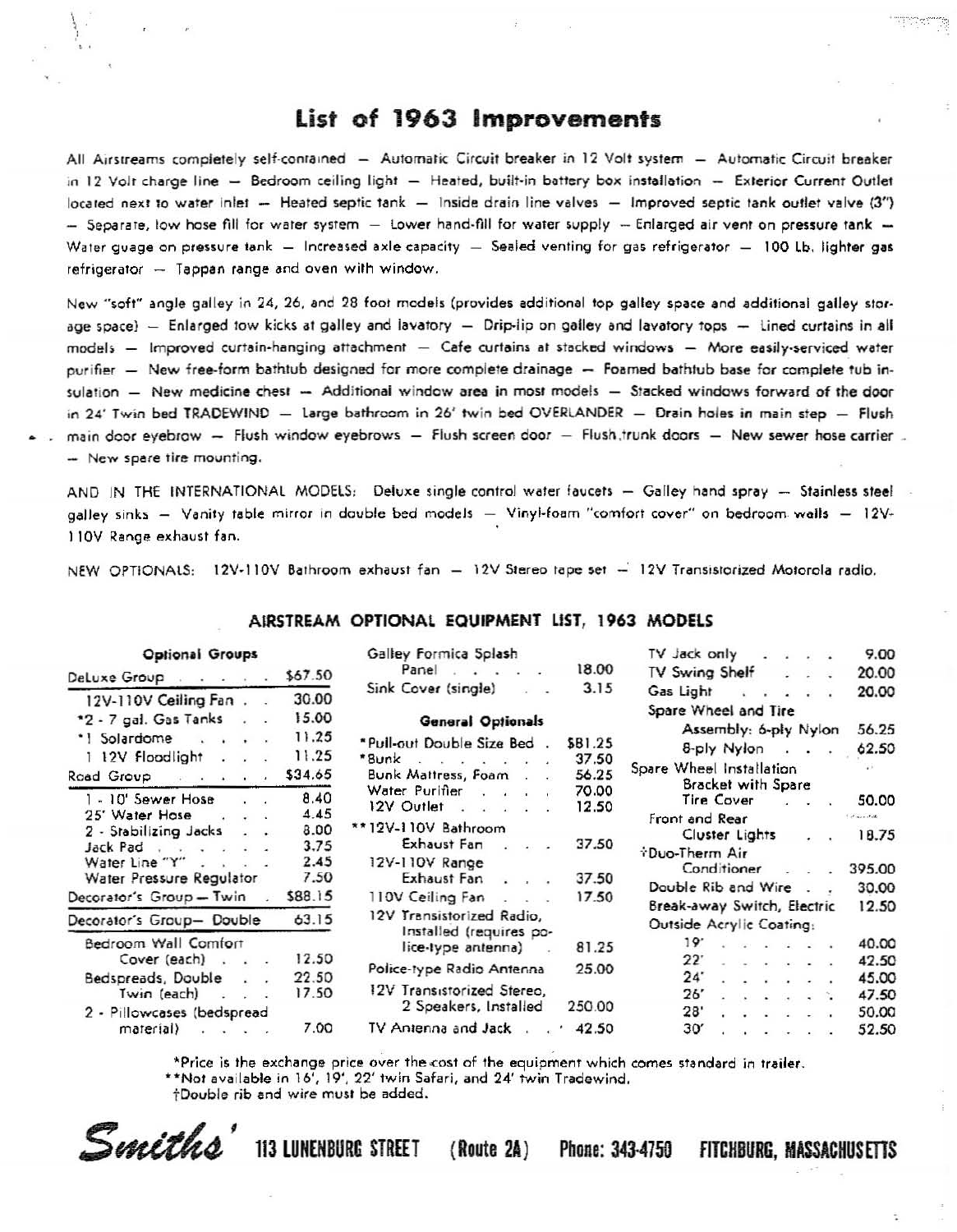# List of 1963 Improvements

All Airstreams completely self-contained — Automatic Circuit breaker in 12 Volt system — Automatic Circuit breaker in 12 Volt charge line — Bedroom ceiling light — Heated, built-in battery box installation — Exterior Current Outlet located next to water inlet — Heated septic tank — Inside drain line valves — Improved septic tank outlet valve (3") — Separate, low hose fill for water system — Lower hand-fill for water supply — Enlarged air vent on pressure tank — Water guage on pressure tank — Increased axle capacity — Sealed venting for gas refrigerator — 100 Lb. lighter gas refrigerator — Tappan range and oven with window.

New "soft" angle galley in 24, 26, and 28 foot models (provides additional top galley space and additional galley storage space) — Enlarged tow kicks at galley and lavatory — Drip-lip on galley and lavatory tops — Lined curtains in all models — Improved curtain-hanging attachment — Cafe curtains at stacked windows — More easily-serviced water purifier — New free-form bathtub designed for more complete drainage — Foamed bathtub base for complete tub insulation — New medicine chest — Additional window area in most models — Stacked windows forward of the door in 24' Twin bed TRADEWIND — Large bathroom in 26' twin bed OVERLANDER — Drain holes in main step — Flush main door eyebrow — Flush window eyebrows — Flush screen door — Flush trunk doors — New sewer hose carrier — New spare tire mounting.

AND IN THE INTERNATIONAL MODELS: Deluxe single control water faucets — Galley hand spray — Stainless steel galley sinks — Vanity table mirror in double bed models — Vinyl-foam "comfort cover" on bedroom walls — 12V-110V Range exhaust fan.

NEW OPTIONALS: 12V-110V Bathroom exhaust fan — 12V Stereo tape set — 12V Transistorized Motorola radio.

## AIRSTREAM OPTIONAL EQUIPMENT LIST, 1963 MODELS

**Optional Groups**

| | |
|---|---|
| DeLuxe Group | $67.50 |
| 12V-110V Ceiling Fan | 30.00 |
| *2 - 7 gal. Gas Tanks | 15.00 |
| *1 Solardome | 11.25 |
| 1 12V Floodlight | 11.25 |
| Road Group | $34.65 |
| 1 - 10' Sewer Hose | 8.40 |
| 25' Water Hose | 4.45 |
| 2 - Stabilizing Jacks | 8.00 |
| Jack Pad | 3.75 |
| Water Line "Y" | 2.45 |
| Water Pressure Regulator | 7.50 |
| Decorator's Group — Twin | $88.15 |
| Decorator's Group — Double | 63.15 |
| Bedroom Wall Comfort Cover (each) | 12.50 |
| Bedspreads, Double | 22.50 |
| Twin (each) | 17.50 |
| 2 - Pillowcases (bedspread material) | 7.00 |
| Galley Formica Splash Panel | 18.00 |
| Sink Cover (single) | 3.15 |

**General Optionals**

| | |
|---|---|
| *Pull-out Double Size Bed | $81.25 |
| *Bunk | 37.50 |
| Bunk Mattress, Foam | 56.25 |
| Water Purifier | 70.00 |
| 12V Outlet | 12.50 |
| **12V-110V Bathroom Exhaust Fan | 37.50 |
| 12V-110V Range Exhaust Fan | 37.50 |
| 110V Ceiling Fan | 17.50 |
| 12V Transistorized Radio, Installed (requires police-type antenna) | 81.25 |
| Police-type Radio Antenna | 25.00 |
| 12V Transistorized Stereo, 2 Speakers, Installed | 250.00 |
| TV Antenna and Jack | 42.50 |
| TV Jack only | 9.00 |
| TV Swing Shelf | 20.00 |
| Gas Light | 20.00 |
| Spare Wheel and Tire Assembly: 6-ply Nylon | 56.25 |
| 8-ply Nylon | 62.50 |
| Spare Wheel Installation Bracket with Spare Tire Cover | 50.00 |
| Front and Rear Cluster Lights | 18.75 |
| †Duo-Therm Air Conditioner | 395.00 |
| Double Rib and Wire | 30.00 |
| Break-away Switch, Electric | 12.50 |
| Outside Acrylic Coating: | |
| 19' | 40.00 |
| 22' | 42.50 |
| 24' | 45.00 |
| 26' | 47.50 |
| 28' | 50.00 |
| 30' | 52.50 |

*Price is the exchange price over the cost of the equipment which comes standard in trailer.
**Not available in 16', 19', 22' twin Safari, and 24' twin Tradewind.
†Double rib and wire must be added.

**Smiths'** 113 LUNENBURG STREET (Route 2A) Phone: 343-4750 FITCHBURG, MASSACHUSETTS